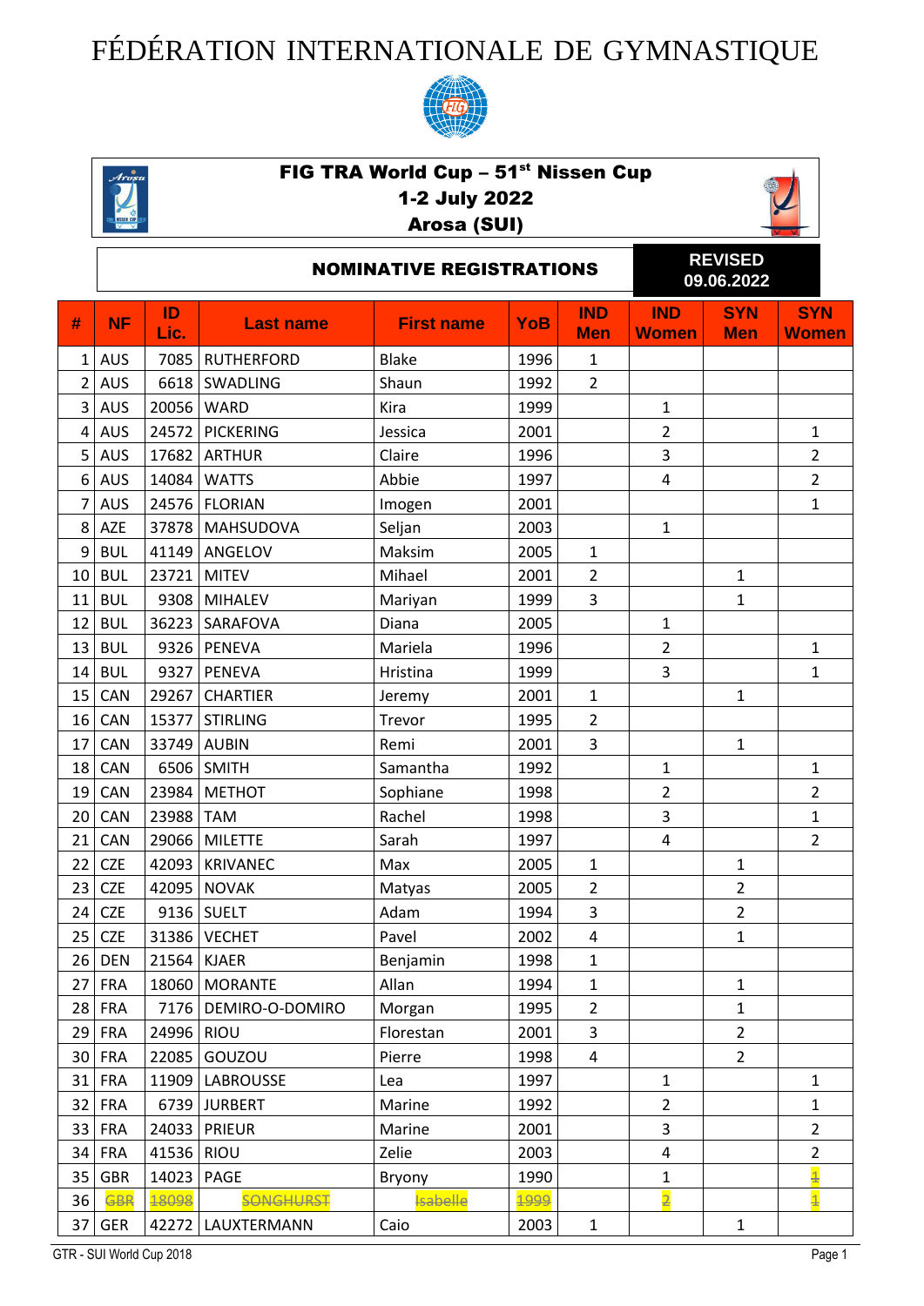# FÉDÉRATION INTERNATIONALE DE GYMNASTIQUE

## FIG TRA World Cup – 51st Nissen Cup
## 1-2 July 2022
## Arosa (SUI)

### NOMINATIVE REGISTRATIONS

**REVISED 09.06.2022**

| # | NF | ID Lic. | Last name | First name | YoB | IND Men | IND Women | SYN Men | SYN Women |
|---|---|---|---|---|---|---|---|---|---|
| 1 | AUS | 7085 | RUTHERFORD | Blake | 1996 | 1 | | | |
| 2 | AUS | 6618 | SWADLING | Shaun | 1992 | 2 | | | |
| 3 | AUS | 20056 | WARD | Kira | 1999 | | 1 | | |
| 4 | AUS | 24572 | PICKERING | Jessica | 2001 | | 2 | | 1 |
| 5 | AUS | 17682 | ARTHUR | Claire | 1996 | | 3 | | 2 |
| 6 | AUS | 14084 | WATTS | Abbie | 1997 | | 4 | | 2 |
| 7 | AUS | 24576 | FLORIAN | Imogen | 2001 | | | | 1 |
| 8 | AZE | 37878 | MAHSUDOVA | Seljan | 2003 | | 1 | | |
| 9 | BUL | 41149 | ANGELOV | Maksim | 2005 | 1 | | | |
| 10 | BUL | 23721 | MITEV | Mihael | 2001 | 2 | | 1 | |
| 11 | BUL | 9308 | MIHALEV | Mariyan | 1999 | 3 | | 1 | |
| 12 | BUL | 36223 | SARAFOVA | Diana | 2005 | | 1 | | |
| 13 | BUL | 9326 | PENEVA | Mariela | 1996 | | 2 | | 1 |
| 14 | BUL | 9327 | PENEVA | Hristina | 1999 | | 3 | | 1 |
| 15 | CAN | 29267 | CHARTIER | Jeremy | 2001 | 1 | | 1 | |
| 16 | CAN | 15377 | STIRLING | Trevor | 1995 | 2 | | | |
| 17 | CAN | 33749 | AUBIN | Remi | 2001 | 3 | | 1 | |
| 18 | CAN | 6506 | SMITH | Samantha | 1992 | | 1 | | 1 |
| 19 | CAN | 23984 | METHOT | Sophiane | 1998 | | 2 | | 2 |
| 20 | CAN | 23988 | TAM | Rachel | 1998 | | 3 | | 1 |
| 21 | CAN | 29066 | MILETTE | Sarah | 1997 | | 4 | | 2 |
| 22 | CZE | 42093 | KRIVANEC | Max | 2005 | 1 | | 1 | |
| 23 | CZE | 42095 | NOVAK | Matyas | 2005 | 2 | | 2 | |
| 24 | CZE | 9136 | SUELT | Adam | 1994 | 3 | | 2 | |
| 25 | CZE | 31386 | VECHET | Pavel | 2002 | 4 | | 1 | |
| 26 | DEN | 21564 | KJAER | Benjamin | 1998 | 1 | | | |
| 27 | FRA | 18060 | MORANTE | Allan | 1994 | 1 | | 1 | |
| 28 | FRA | 7176 | DEMIRO-O-DOMIRO | Morgan | 1995 | 2 | | 1 | |
| 29 | FRA | 24996 | RIOU | Florestan | 2001 | 3 | | 2 | |
| 30 | FRA | 22085 | GOUZOU | Pierre | 1998 | 4 | | 2 | |
| 31 | FRA | 11909 | LABROUSSE | Lea | 1997 | | 1 | | 1 |
| 32 | FRA | 6739 | JURBERT | Marine | 1992 | | 2 | | 1 |
| 33 | FRA | 24033 | PRIEUR | Marine | 2001 | | 3 | | 2 |
| 34 | FRA | 41536 | RIOU | Zelie | 2003 | | 4 | | 2 |
| 35 | GBR | 14023 | PAGE | Bryony | 1990 | | 1 | | ~~1~~ |
| 36 | ~~GBR~~ | ~~18098~~ | ~~SONGHURST~~ | ~~Isabelle~~ | ~~1999~~ | | ~~2~~ | | ~~1~~ |
| 37 | GER | 42272 | LAUXTERMANN | Caio | 2003 | 1 | | 1 | |

GTR - SUI World Cup 2018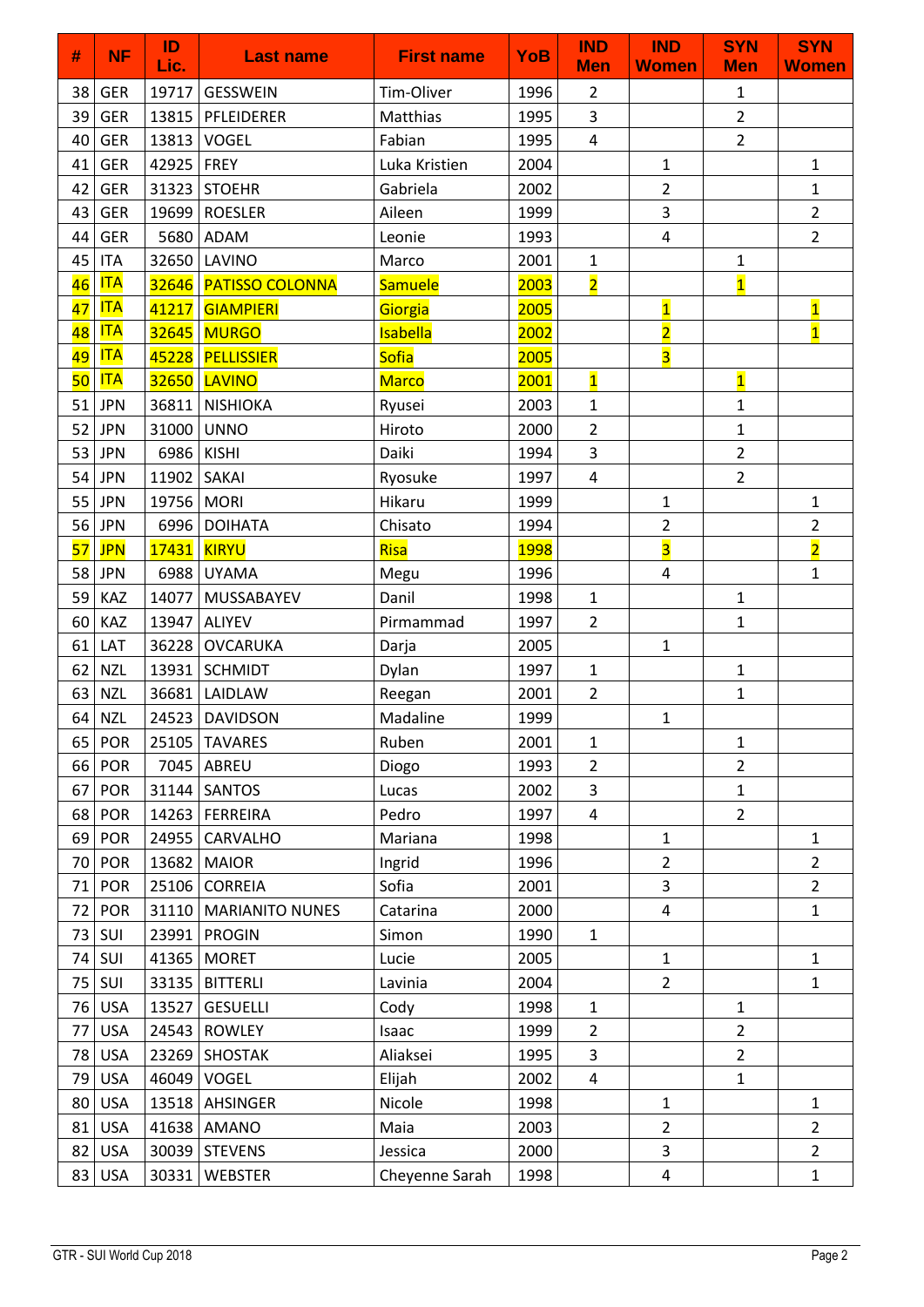| # | NF | ID Lic. | Last name | First name | YoB | IND Men | IND Women | SYN Men | SYN Women |
|---|---|---|---|---|---|---|---|---|---|
| 38 | GER | 19717 | GESSWEIN | Tim-Oliver | 1996 | 2 | | 1 | |
| 39 | GER | 13815 | PFLEIDERER | Matthias | 1995 | 3 | | 2 | |
| 40 | GER | 13813 | VOGEL | Fabian | 1995 | 4 | | 2 | |
| 41 | GER | 42925 | FREY | Luka Kristien | 2004 | | 1 | | 1 |
| 42 | GER | 31323 | STOEHR | Gabriela | 2002 | | 2 | | 1 |
| 43 | GER | 19699 | ROESLER | Aileen | 1999 | | 3 | | 2 |
| 44 | GER | 5680 | ADAM | Leonie | 1993 | | 4 | | 2 |
| 45 | ITA | 32650 | LAVINO | Marco | 2001 | 1 | | 1 | |
| 46 | ITA | 32646 | PATISSO COLONNA | Samuele | 2003 | 2 | | 1 | |
| 47 | ITA | 41217 | GIAMPIERI | Giorgia | 2005 | | 1 | | 1 |
| 48 | ITA | 32645 | MURGO | Isabella | 2002 | | 2 | | 1 |
| 49 | ITA | 45228 | PELLISSIER | Sofia | 2005 | | 3 | | |
| 50 | ITA | 32650 | LAVINO | Marco | 2001 | 1 | | 1 | |
| 51 | JPN | 36811 | NISHIOKA | Ryusei | 2003 | 1 | | 1 | |
| 52 | JPN | 31000 | UNNO | Hiroto | 2000 | 2 | | 1 | |
| 53 | JPN | 6986 | KISHI | Daiki | 1994 | 3 | | 2 | |
| 54 | JPN | 11902 | SAKAI | Ryosuke | 1997 | 4 | | 2 | |
| 55 | JPN | 19756 | MORI | Hikaru | 1999 | | 1 | | 1 |
| 56 | JPN | 6996 | DOIHATA | Chisato | 1994 | | 2 | | 2 |
| 57 | JPN | 17431 | KIRYU | Risa | 1998 | | 3 | | 2 |
| 58 | JPN | 6988 | UYAMA | Megu | 1996 | | 4 | | 1 |
| 59 | KAZ | 14077 | MUSSABAYEV | Danil | 1998 | 1 | | 1 | |
| 60 | KAZ | 13947 | ALIYEV | Pirmammad | 1997 | 2 | | 1 | |
| 61 | LAT | 36228 | OVCARUKA | Darja | 2005 | | 1 | | |
| 62 | NZL | 13931 | SCHMIDT | Dylan | 1997 | 1 | | 1 | |
| 63 | NZL | 36681 | LAIDLAW | Reegan | 2001 | 2 | | 1 | |
| 64 | NZL | 24523 | DAVIDSON | Madaline | 1999 | | 1 | | |
| 65 | POR | 25105 | TAVARES | Ruben | 2001 | 1 | | 1 | |
| 66 | POR | 7045 | ABREU | Diogo | 1993 | 2 | | 2 | |
| 67 | POR | 31144 | SANTOS | Lucas | 2002 | 3 | | 1 | |
| 68 | POR | 14263 | FERREIRA | Pedro | 1997 | 4 | | 2 | |
| 69 | POR | 24955 | CARVALHO | Mariana | 1998 | | 1 | | 1 |
| 70 | POR | 13682 | MAIOR | Ingrid | 1996 | | 2 | | 2 |
| 71 | POR | 25106 | CORREIA | Sofia | 2001 | | 3 | | 2 |
| 72 | POR | 31110 | MARIANITO NUNES | Catarina | 2000 | | 4 | | 1 |
| 73 | SUI | 23991 | PROGIN | Simon | 1990 | 1 | | | |
| 74 | SUI | 41365 | MORET | Lucie | 2005 | | 1 | | 1 |
| 75 | SUI | 33135 | BITTERLI | Lavinia | 2004 | | 2 | | 1 |
| 76 | USA | 13527 | GESUELLI | Cody | 1998 | 1 | | 1 | |
| 77 | USA | 24543 | ROWLEY | Isaac | 1999 | 2 | | 2 | |
| 78 | USA | 23269 | SHOSTAK | Aliaksei | 1995 | 3 | | 2 | |
| 79 | USA | 46049 | VOGEL | Elijah | 2002 | 4 | | 1 | |
| 80 | USA | 13518 | AHSINGER | Nicole | 1998 | | 1 | | 1 |
| 81 | USA | 41638 | AMANO | Maia | 2003 | | 2 | | 2 |
| 82 | USA | 30039 | STEVENS | Jessica | 2000 | | 3 | | 2 |
| 83 | USA | 30331 | WEBSTER | Cheyenne Sarah | 1998 | | 4 | | 1 |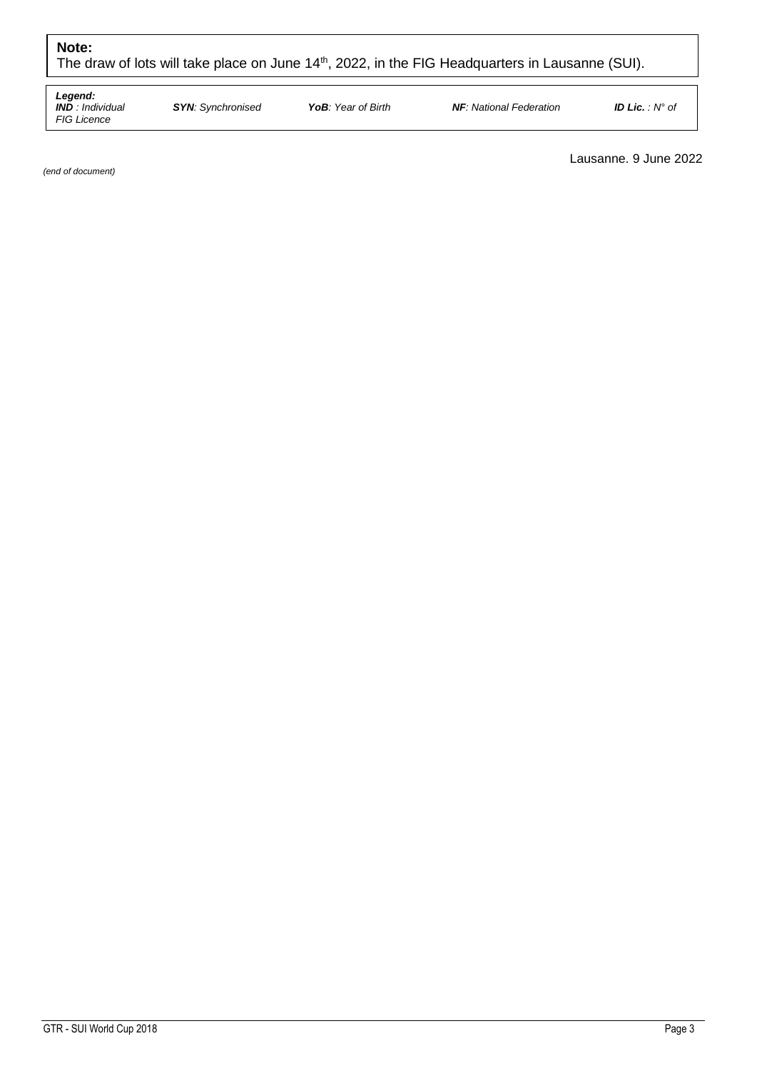**Note:**
The draw of lots will take place on June 14th, 2022, in the FIG Headquarters in Lausanne (SUI).

*Legend:*
***IND*** *: Individual* ***SYN****: Synchronised* ***YoB****: Year of Birth* ***NF****: National Federation* ***ID Lic.*** *: N° of FIG Licence*

Lausanne. 9 June 2022

*(end of document)*